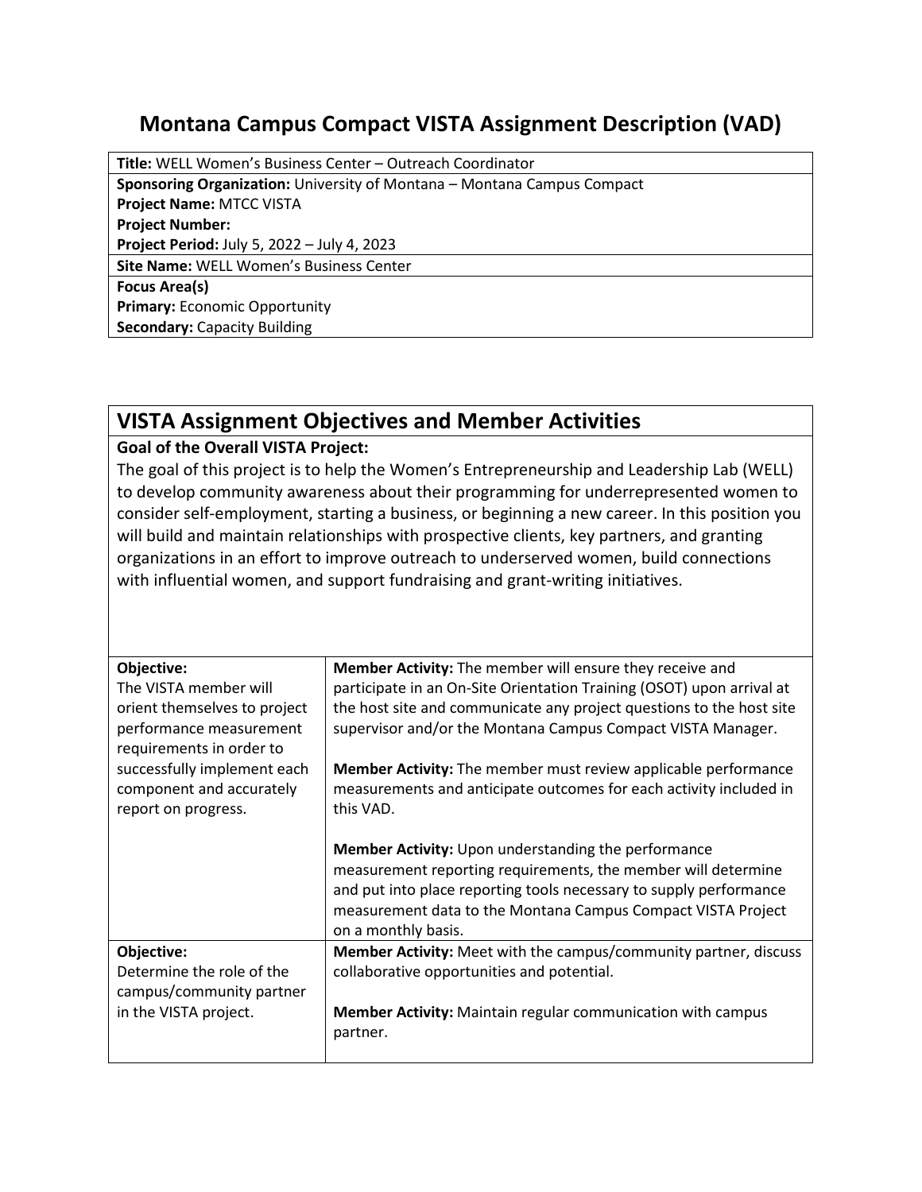# Montana Campus Compact VISTA Assignment Description (VAD)

| **Title:** WELL Women's Business Center – Outreach Coordinator |
|---|
| **Sponsoring Organization:** University of Montana – Montana Campus Compact<br>**Project Name:** MTCC VISTA<br>**Project Number:**<br>**Project Period:** July 5, 2022 – July 4, 2023 |
| **Site Name:** WELL Women's Business Center |
| **Focus Area(s)**<br>**Primary:** Economic Opportunity<br>**Secondary:** Capacity Building |

## VISTA Assignment Objectives and Member Activities

**Goal of the Overall VISTA Project:**

The goal of this project is to help the Women's Entrepreneurship and Leadership Lab (WELL) to develop community awareness about their programming for underrepresented women to consider self-employment, starting a business, or beginning a new career. In this position you will build and maintain relationships with prospective clients, key partners, and granting organizations in an effort to improve outreach to underserved women, build connections with influential women, and support fundraising and grant-writing initiatives.

| Objective | Member Activities |
|---|---|
| **Objective:**<br>The VISTA member will orient themselves to project performance measurement requirements in order to successfully implement each component and accurately report on progress. | **Member Activity:** The member will ensure they receive and participate in an On-Site Orientation Training (OSOT) upon arrival at the host site and communicate any project questions to the host site supervisor and/or the Montana Campus Compact VISTA Manager.<br><br>**Member Activity:** The member must review applicable performance measurements and anticipate outcomes for each activity included in this VAD.<br><br>**Member Activity:** Upon understanding the performance measurement reporting requirements, the member will determine and put into place reporting tools necessary to supply performance measurement data to the Montana Campus Compact VISTA Project on a monthly basis. |
| **Objective:**<br>Determine the role of the campus/community partner in the VISTA project. | **Member Activity:** Meet with the campus/community partner, discuss collaborative opportunities and potential.<br><br>**Member Activity:** Maintain regular communication with campus partner. |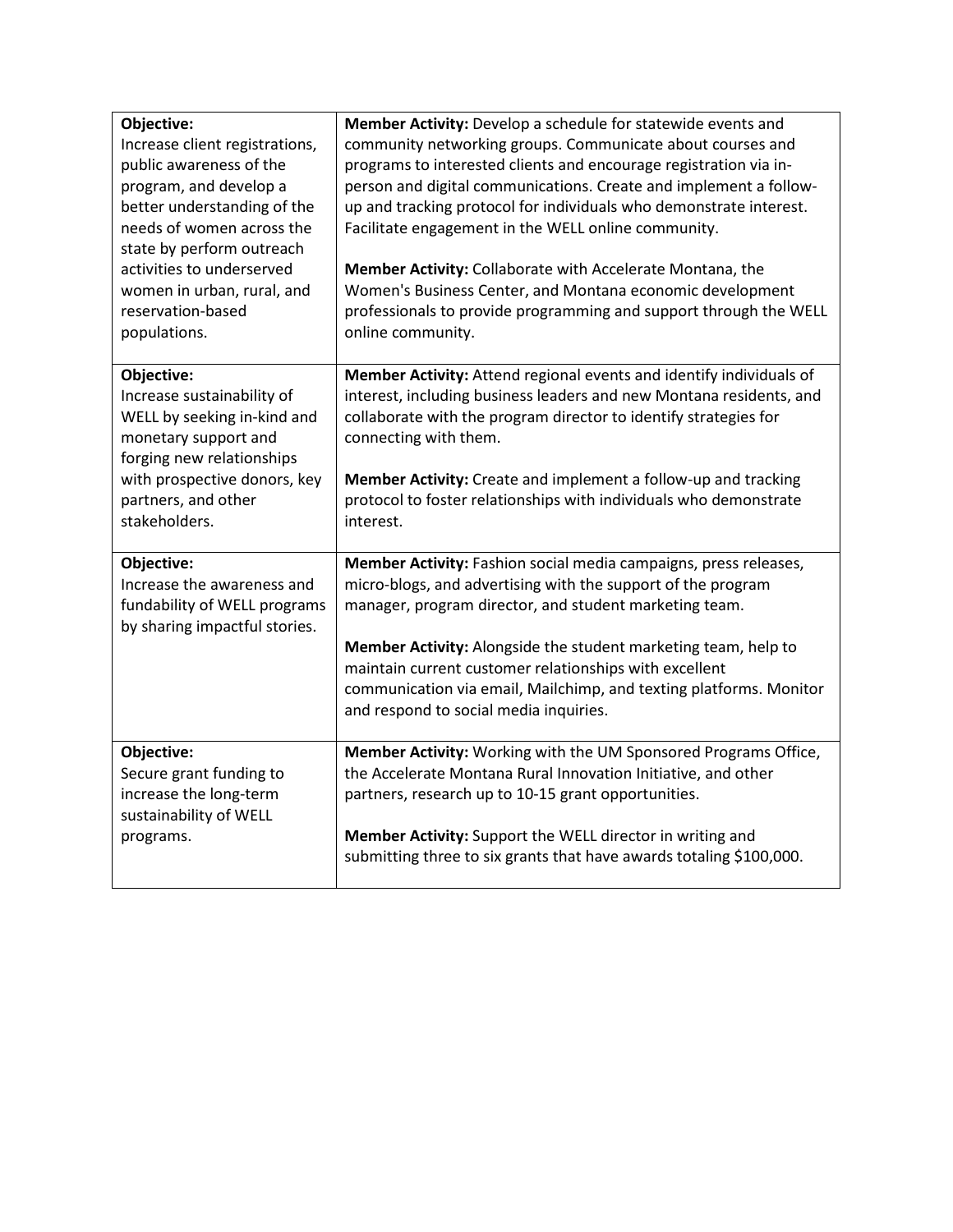| | |
|---|---|
| **Objective:**<br>Increase client registrations, public awareness of the program, and develop a better understanding of the needs of women across the state by perform outreach activities to underserved women in urban, rural, and reservation-based populations. | **Member Activity:** Develop a schedule for statewide events and community networking groups. Communicate about courses and programs to interested clients and encourage registration via in-person and digital communications. Create and implement a follow-up and tracking protocol for individuals who demonstrate interest. Facilitate engagement in the WELL online community.<br><br>**Member Activity:** Collaborate with Accelerate Montana, the Women's Business Center, and Montana economic development professionals to provide programming and support through the WELL online community. |
| **Objective:**<br>Increase sustainability of WELL by seeking in-kind and monetary support and forging new relationships with prospective donors, key partners, and other stakeholders. | **Member Activity:** Attend regional events and identify individuals of interest, including business leaders and new Montana residents, and collaborate with the program director to identify strategies for connecting with them.<br><br>**Member Activity:** Create and implement a follow-up and tracking protocol to foster relationships with individuals who demonstrate interest. |
| **Objective:**<br>Increase the awareness and fundability of WELL programs by sharing impactful stories. | **Member Activity:** Fashion social media campaigns, press releases, micro-blogs, and advertising with the support of the program manager, program director, and student marketing team.<br><br>**Member Activity:** Alongside the student marketing team, help to maintain current customer relationships with excellent communication via email, Mailchimp, and texting platforms. Monitor and respond to social media inquiries. |
| **Objective:**<br>Secure grant funding to increase the long-term sustainability of WELL programs. | **Member Activity:** Working with the UM Sponsored Programs Office, the Accelerate Montana Rural Innovation Initiative, and other partners, research up to 10-15 grant opportunities.<br><br>**Member Activity:** Support the WELL director in writing and submitting three to six grants that have awards totaling $100,000. |